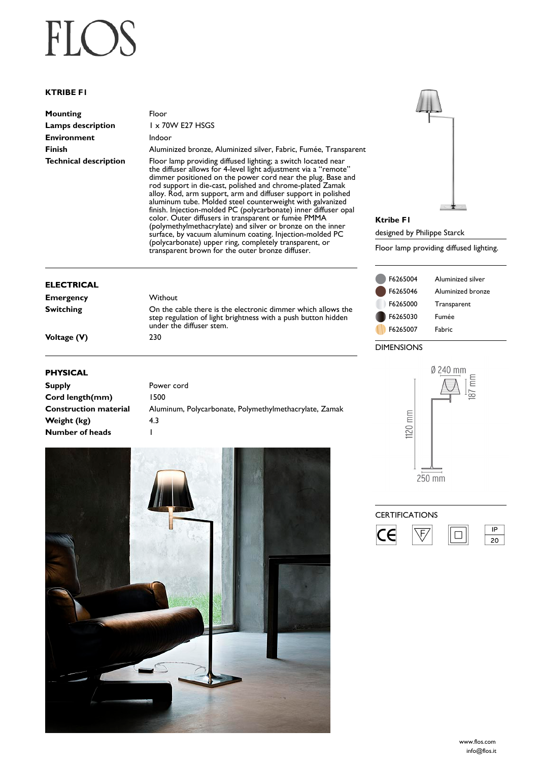# FLOS

## KTRIBE F1

| | |
|---|---|
| **Mounting** | Floor |
| **Lamps description** | 1 x 70W E27 HSGS |
| **Environment** | Indoor |
| **Finish** | Aluminized bronze, Aluminized silver, Fabric, Fumée, Transparent |
| **Technical description** | Floor lamp providing diffused lighting; a switch located near the diffuser allows for 4-level light adjustment via a "remote" dimmer positioned on the power cord near the plug. Base and rod support in die-cast, polished and chrome-plated Zamak alloy. Rod, arm support, arm and diffuser support in polished aluminum tube. Molded steel counterweight with galvanized finish. Injection-molded PC (polycarbonate) inner diffuser opal color. Outer diffusers in transparent or fumèe PMMA (polymethylmethacrylate) and silver or bronze on the inner surface, by vacuum aluminum coating. Injection-molded PC (polycarbonate) upper ring, completely transparent, or transparent brown for the outer bronze diffuser. |

**Ktribe F1**

designed by Philippe Starck

Floor lamp providing diffused lighting.

| | |
|---|---|
| F6265004 | Aluminized silver |
| F6265046 | Aluminized bronze |
| F6265000 | Transparent |
| F6265030 | Fumée |
| F6265007 | Fabric |

### ELECTRICAL

| | |
|---|---|
| **Emergency** | Without |
| **Switching** | On the cable there is the electronic dimmer which allows the step regulation of light brightness with a push button hidden under the diffuser stem. |
| **Voltage (V)** | 230 |

### PHYSICAL

| | |
|---|---|
| **Supply** | Power cord |
| **Cord length(mm)** | 1500 |
| **Construction material** | Aluminum, Polycarbonate, Polymethylmethacrylate, Zamak |
| **Weight (kg)** | 4.3 |
| **Number of heads** | 1 |

DIMENSIONS

Ø 240 mm

187 mm

1120 mm

250 mm

CERTIFICATIONS

IP 20

www.flos.com
info@flos.it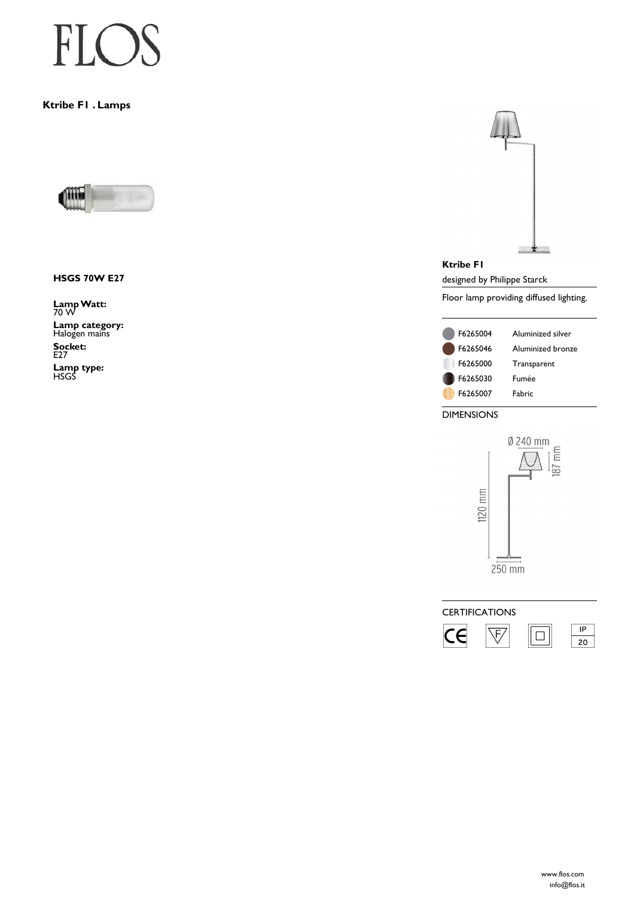# FLOS

## Ktribe F1 . Lamps

**HSGS 70W E27**

**Lamp Watt:**
70 W

**Lamp category:**
Halogen mains

**Socket:**
E27

**Lamp type:**
HSGS

**Ktribe F1**

designed by Philippe Starck

Floor lamp providing diffused lighting.

| | |
|---|---|
| F6265004 | Aluminized silver |
| F6265046 | Aluminized bronze |
| F6265000 | Transparent |
| F6265030 | Fumée |
| F6265007 | Fabric |

DIMENSIONS

Ø 240 mm
187 mm
1120 mm
250 mm

CERTIFICATIONS

IP 20

www.flos.com
info@flos.it